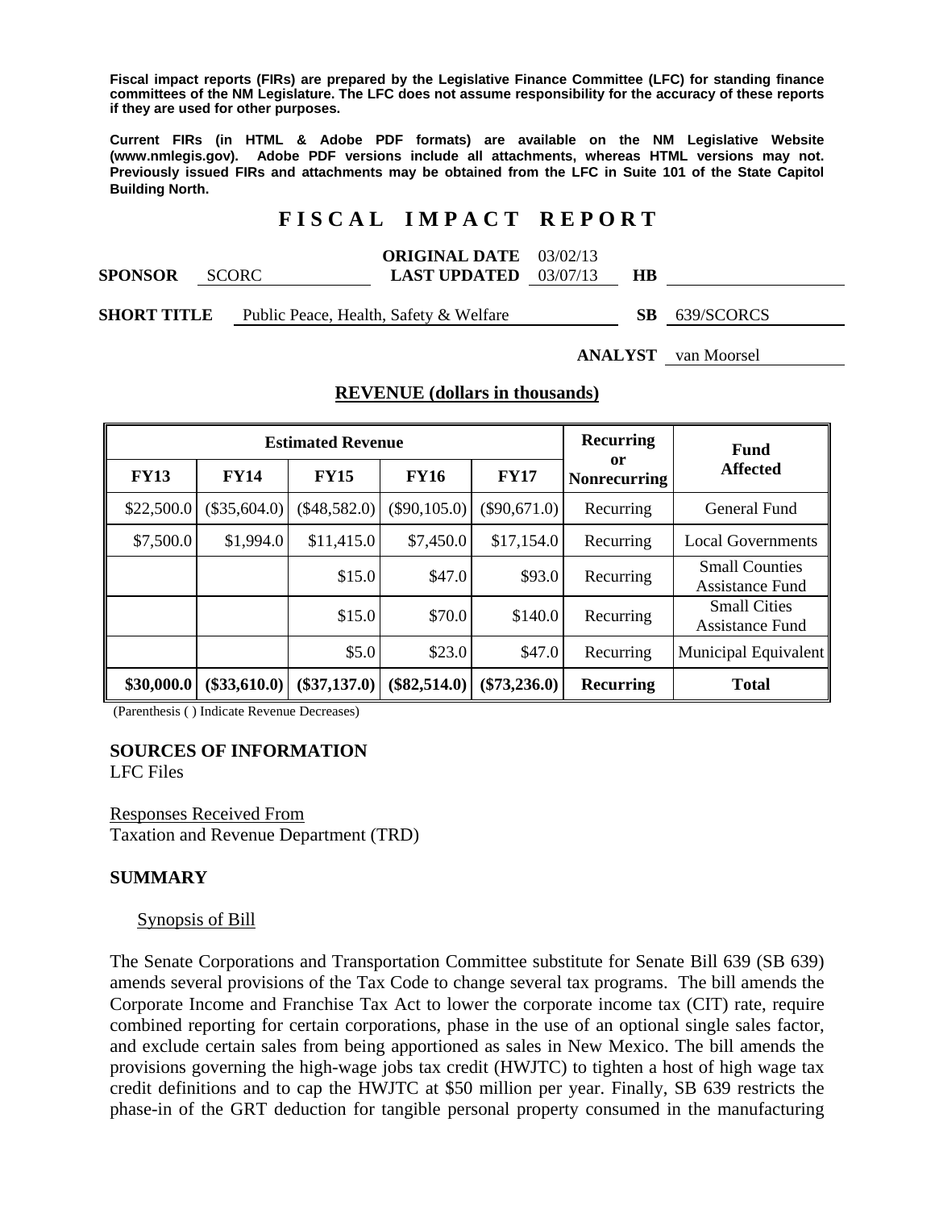**Fiscal impact reports (FIRs) are prepared by the Legislative Finance Committee (LFC) for standing finance committees of the NM Legislature. The LFC does not assume responsibility for the accuracy of these reports if they are used for other purposes.**

**Current FIRs (in HTML & Adobe PDF formats) are available on the NM Legislative Website (www.nmlegis.gov). Adobe PDF versions include all attachments, whereas HTML versions may not. Previously issued FIRs and attachments may be obtained from the LFC in Suite 101 of the State Capitol Building North.**

# F I S C A L   I M P A C T   R E P O R T

**SPONSOR** SCORC **ORIGINAL DATE** 03/02/13 **LAST UPDATED** 03/07/13 **HB**

**SHORT TITLE** Public Peace, Health, Safety & Welfare **SB** 639/SCORCS

**ANALYST** van Moorsel

## REVENUE (dollars in thousands)

| Estimated Revenue | | | | | Recurring or Nonrecurring | Fund Affected |
|---|---|---|---|---|---|---|
| **FY13** | **FY14** | **FY15** | **FY16** | **FY17** | | |
| $22,500.0 | ($35,604.0) | ($48,582.0) | ($90,105.0) | ($90,671.0) | Recurring | General Fund |
| $7,500.0 | $1,994.0 | $11,415.0 | $7,450.0 | $17,154.0 | Recurring | Local Governments |
| | | $15.0 | $47.0 | $93.0 | Recurring | Small Counties Assistance Fund |
| | | $15.0 | $70.0 | $140.0 | Recurring | Small Cities Assistance Fund |
| | | $5.0 | $23.0 | $47.0 | Recurring | Municipal Equivalent |
| **$30,000.0** | **($33,610.0)** | **($37,137.0)** | **($82,514.0)** | **($73,236.0)** | **Recurring** | **Total** |

(Parenthesis ( ) Indicate Revenue Decreases)

## SOURCES OF INFORMATION

LFC Files

Responses Received From
Taxation and Revenue Department (TRD)

## SUMMARY

### Synopsis of Bill

The Senate Corporations and Transportation Committee substitute for Senate Bill 639 (SB 639) amends several provisions of the Tax Code to change several tax programs. The bill amends the Corporate Income and Franchise Tax Act to lower the corporate income tax (CIT) rate, require combined reporting for certain corporations, phase in the use of an optional single sales factor, and exclude certain sales from being apportioned as sales in New Mexico. The bill amends the provisions governing the high-wage jobs tax credit (HWJTC) to tighten a host of high wage tax credit definitions and to cap the HWJTC at $50 million per year. Finally, SB 639 restricts the phase-in of the GRT deduction for tangible personal property consumed in the manufacturing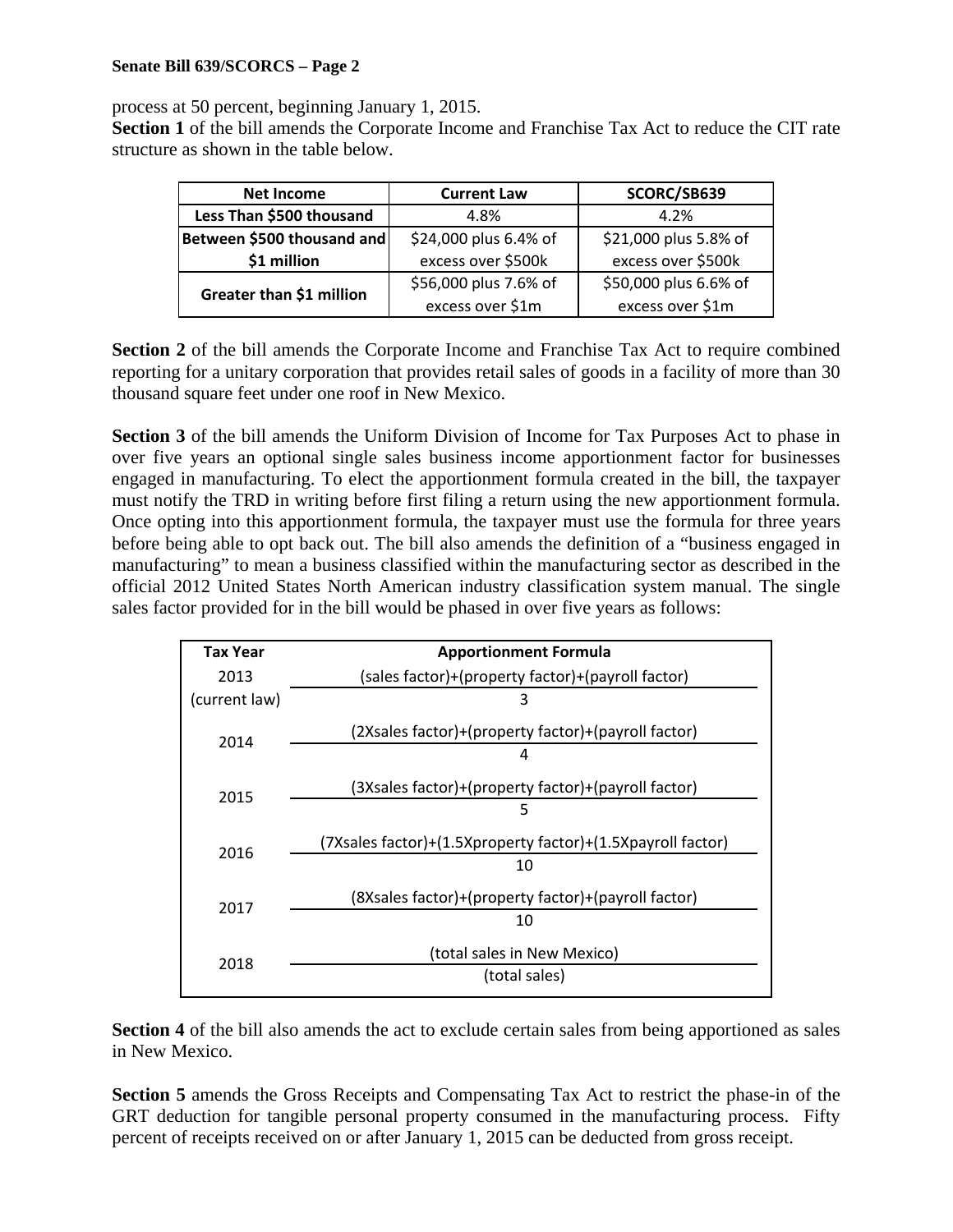process at 50 percent, beginning January 1, 2015.

**Section 1** of the bill amends the Corporate Income and Franchise Tax Act to reduce the CIT rate structure as shown in the table below.

| Net Income | Current Law | SCORC/SB639 |
|---|---|---|
| Less Than $500 thousand | 4.8% | 4.2% |
| Between $500 thousand and $1 million | $24,000 plus 6.4% of excess over $500k | $21,000 plus 5.8% of excess over $500k |
| Greater than $1 million | $56,000 plus 7.6% of excess over $1m | $50,000 plus 6.6% of excess over $1m |

**Section 2** of the bill amends the Corporate Income and Franchise Tax Act to require combined reporting for a unitary corporation that provides retail sales of goods in a facility of more than 30 thousand square feet under one roof in New Mexico.

**Section 3** of the bill amends the Uniform Division of Income for Tax Purposes Act to phase in over five years an optional single sales business income apportionment factor for businesses engaged in manufacturing. To elect the apportionment formula created in the bill, the taxpayer must notify the TRD in writing before first filing a return using the new apportionment formula. Once opting into this apportionment formula, the taxpayer must use the formula for three years before being able to opt back out. The bill also amends the definition of a "business engaged in manufacturing" to mean a business classified within the manufacturing sector as described in the official 2012 United States North American industry classification system manual. The single sales factor provided for in the bill would be phased in over five years as follows:

| Tax Year | Apportionment Formula |
|---|---|
| 2013 (current law) | $\frac{\text{(sales factor)+(property factor)+(payroll factor)}}{3}$ |
| 2014 | $\frac{\text{(2Xsales factor)+(property factor)+(payroll factor)}}{4}$ |
| 2015 | $\frac{\text{(3Xsales factor)+(property factor)+(payroll factor)}}{5}$ |
| 2016 | $\frac{\text{(7Xsales factor)+(1.5Xproperty factor)+(1.5Xpayroll factor)}}{10}$ |
| 2017 | $\frac{\text{(8Xsales factor)+(property factor)+(payroll factor)}}{10}$ |
| 2018 | $\frac{\text{(total sales in New Mexico)}}{\text{(total sales)}}$ |

**Section 4** of the bill also amends the act to exclude certain sales from being apportioned as sales in New Mexico.

**Section 5** amends the Gross Receipts and Compensating Tax Act to restrict the phase-in of the GRT deduction for tangible personal property consumed in the manufacturing process. Fifty percent of receipts received on or after January 1, 2015 can be deducted from gross receipt.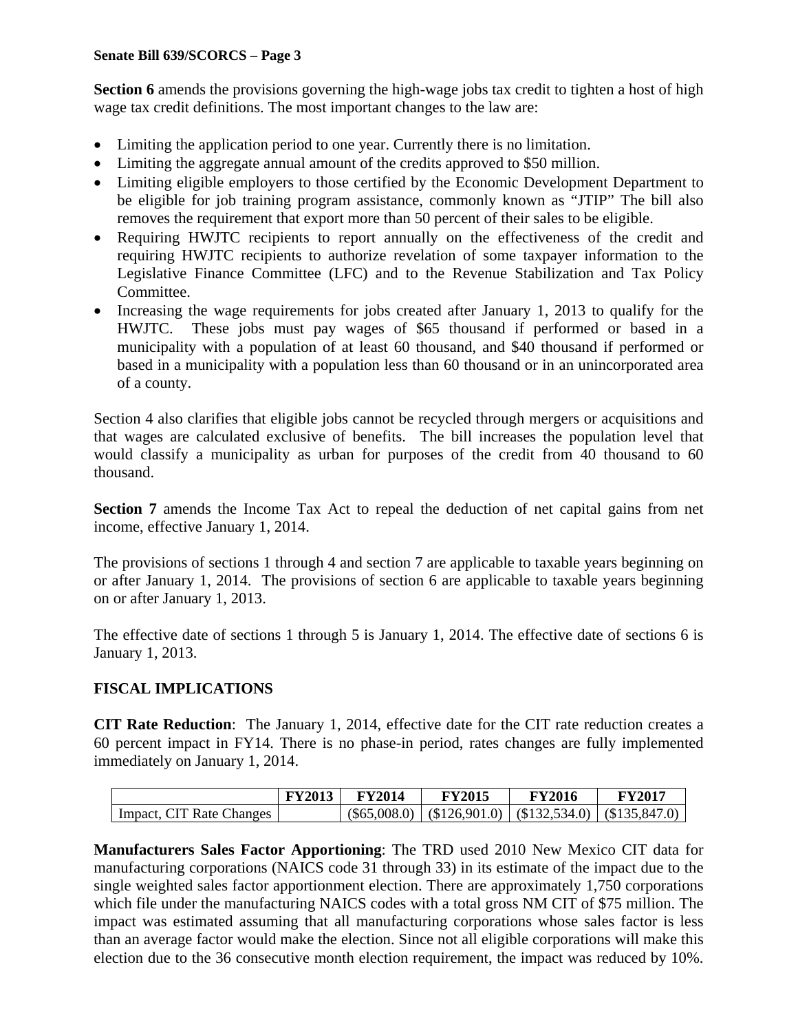**Section 6** amends the provisions governing the high-wage jobs tax credit to tighten a host of high wage tax credit definitions. The most important changes to the law are:

- Limiting the application period to one year. Currently there is no limitation.
- Limiting the aggregate annual amount of the credits approved to $50 million.
- Limiting eligible employers to those certified by the Economic Development Department to be eligible for job training program assistance, commonly known as "JTIP" The bill also removes the requirement that export more than 50 percent of their sales to be eligible.
- Requiring HWJTC recipients to report annually on the effectiveness of the credit and requiring HWJTC recipients to authorize revelation of some taxpayer information to the Legislative Finance Committee (LFC) and to the Revenue Stabilization and Tax Policy Committee.
- Increasing the wage requirements for jobs created after January 1, 2013 to qualify for the HWJTC. These jobs must pay wages of $65 thousand if performed or based in a municipality with a population of at least 60 thousand, and $40 thousand if performed or based in a municipality with a population less than 60 thousand or in an unincorporated area of a county.

Section 4 also clarifies that eligible jobs cannot be recycled through mergers or acquisitions and that wages are calculated exclusive of benefits. The bill increases the population level that would classify a municipality as urban for purposes of the credit from 40 thousand to 60 thousand.

**Section 7** amends the Income Tax Act to repeal the deduction of net capital gains from net income, effective January 1, 2014.

The provisions of sections 1 through 4 and section 7 are applicable to taxable years beginning on or after January 1, 2014. The provisions of section 6 are applicable to taxable years beginning on or after January 1, 2013.

The effective date of sections 1 through 5 is January 1, 2014. The effective date of sections 6 is January 1, 2013.

**FISCAL IMPLICATIONS**

**CIT Rate Reduction**: The January 1, 2014, effective date for the CIT rate reduction creates a 60 percent impact in FY14. There is no phase-in period, rates changes are fully implemented immediately on January 1, 2014.

| | FY2013 | FY2014 | FY2015 | FY2016 | FY2017 |
|---|---|---|---|---|---|
| Impact, CIT Rate Changes | | ($65,008.0) | ($126,901.0) | ($132,534.0) | ($135,847.0) |

**Manufacturers Sales Factor Apportioning**: The TRD used 2010 New Mexico CIT data for manufacturing corporations (NAICS code 31 through 33) in its estimate of the impact due to the single weighted sales factor apportionment election. There are approximately 1,750 corporations which file under the manufacturing NAICS codes with a total gross NM CIT of $75 million. The impact was estimated assuming that all manufacturing corporations whose sales factor is less than an average factor would make the election. Since not all eligible corporations will make this election due to the 36 consecutive month election requirement, the impact was reduced by 10%.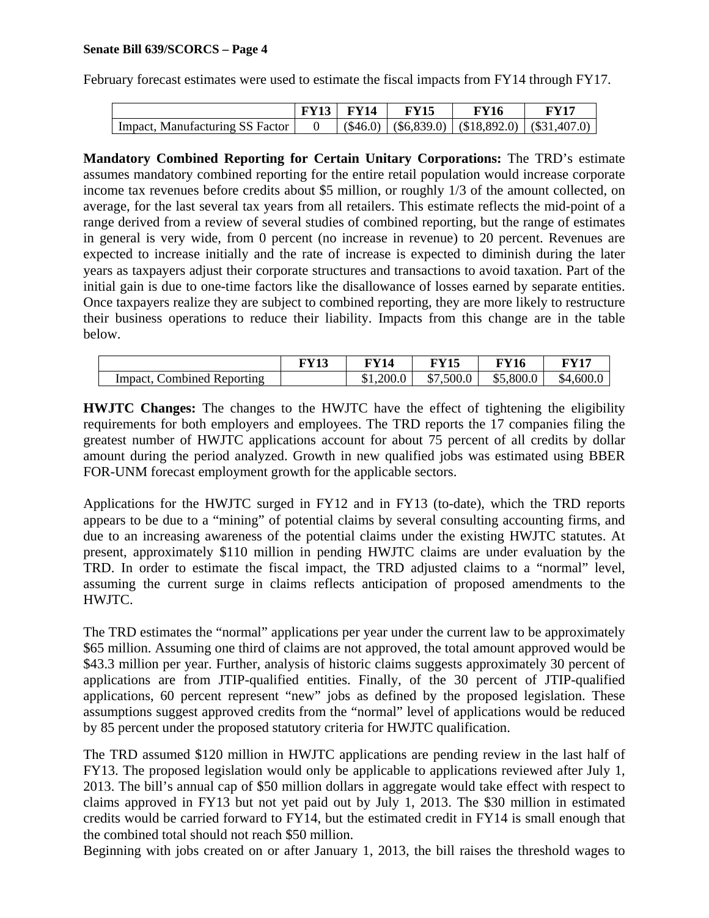February forecast estimates were used to estimate the fiscal impacts from FY14 through FY17.

| | FY13 | FY14 | FY15 | FY16 | FY17 |
|---|---|---|---|---|---|
| Impact, Manufacturing SS Factor | 0 | ($46.0) | ($6,839.0) | ($18,892.0) | ($31,407.0) |

**Mandatory Combined Reporting for Certain Unitary Corporations:** The TRD's estimate assumes mandatory combined reporting for the entire retail population would increase corporate income tax revenues before credits about $5 million, or roughly 1/3 of the amount collected, on average, for the last several tax years from all retailers. This estimate reflects the mid-point of a range derived from a review of several studies of combined reporting, but the range of estimates in general is very wide, from 0 percent (no increase in revenue) to 20 percent. Revenues are expected to increase initially and the rate of increase is expected to diminish during the later years as taxpayers adjust their corporate structures and transactions to avoid taxation. Part of the initial gain is due to one-time factors like the disallowance of losses earned by separate entities. Once taxpayers realize they are subject to combined reporting, they are more likely to restructure their business operations to reduce their liability. Impacts from this change are in the table below.

| | FY13 | FY14 | FY15 | FY16 | FY17 |
|---|---|---|---|---|---|
| Impact, Combined Reporting | | $1,200.0 | $7,500.0 | $5,800.0 | $4,600.0 |

**HWJTC Changes:** The changes to the HWJTC have the effect of tightening the eligibility requirements for both employers and employees. The TRD reports the 17 companies filing the greatest number of HWJTC applications account for about 75 percent of all credits by dollar amount during the period analyzed. Growth in new qualified jobs was estimated using BBER FOR-UNM forecast employment growth for the applicable sectors.

Applications for the HWJTC surged in FY12 and in FY13 (to-date), which the TRD reports appears to be due to a "mining" of potential claims by several consulting accounting firms, and due to an increasing awareness of the potential claims under the existing HWJTC statutes. At present, approximately $110 million in pending HWJTC claims are under evaluation by the TRD. In order to estimate the fiscal impact, the TRD adjusted claims to a "normal" level, assuming the current surge in claims reflects anticipation of proposed amendments to the HWJTC.

The TRD estimates the "normal" applications per year under the current law to be approximately $65 million. Assuming one third of claims are not approved, the total amount approved would be $43.3 million per year. Further, analysis of historic claims suggests approximately 30 percent of applications are from JTIP-qualified entities. Finally, of the 30 percent of JTIP-qualified applications, 60 percent represent "new" jobs as defined by the proposed legislation. These assumptions suggest approved credits from the "normal" level of applications would be reduced by 85 percent under the proposed statutory criteria for HWJTC qualification.

The TRD assumed $120 million in HWJTC applications are pending review in the last half of FY13. The proposed legislation would only be applicable to applications reviewed after July 1, 2013. The bill's annual cap of $50 million dollars in aggregate would take effect with respect to claims approved in FY13 but not yet paid out by July 1, 2013. The $30 million in estimated credits would be carried forward to FY14, but the estimated credit in FY14 is small enough that the combined total should not reach $50 million.

Beginning with jobs created on or after January 1, 2013, the bill raises the threshold wages to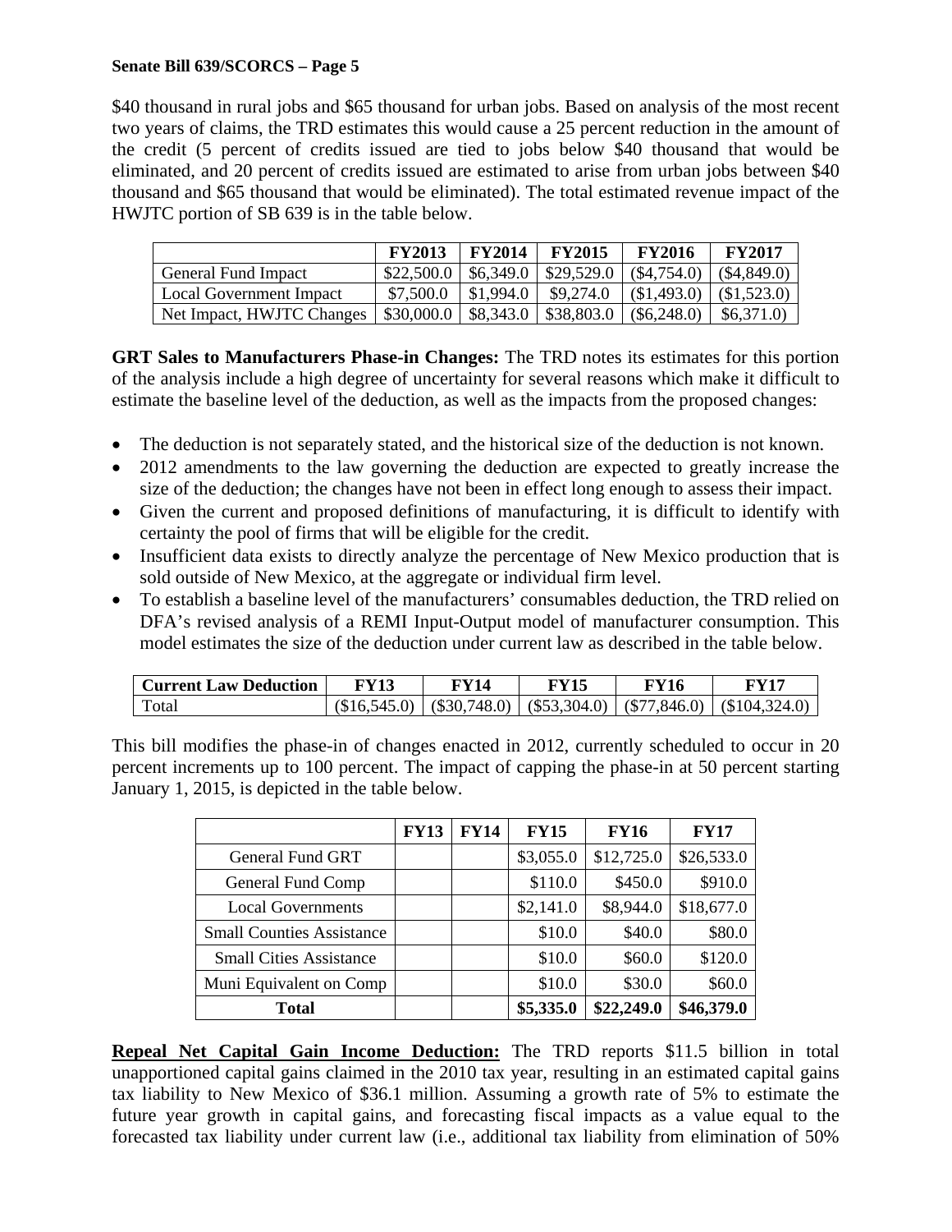$40 thousand in rural jobs and $65 thousand for urban jobs. Based on analysis of the most recent two years of claims, the TRD estimates this would cause a 25 percent reduction in the amount of the credit (5 percent of credits issued are tied to jobs below $40 thousand that would be eliminated, and 20 percent of credits issued are estimated to arise from urban jobs between $40 thousand and $65 thousand that would be eliminated). The total estimated revenue impact of the HWJTC portion of SB 639 is in the table below.

| | FY2013 | FY2014 | FY2015 | FY2016 | FY2017 |
|---|---|---|---|---|---|
| General Fund Impact | $22,500.0 | $6,349.0 | $29,529.0 | ($4,754.0) | ($4,849.0) |
| Local Government Impact | $7,500.0 | $1,994.0 | $9,274.0 | ($1,493.0) | ($1,523.0) |
| Net Impact, HWJTC Changes | $30,000.0 | $8,343.0 | $38,803.0 | ($6,248.0) | $6,371.0) |

**GRT Sales to Manufacturers Phase-in Changes:** The TRD notes its estimates for this portion of the analysis include a high degree of uncertainty for several reasons which make it difficult to estimate the baseline level of the deduction, as well as the impacts from the proposed changes:

- The deduction is not separately stated, and the historical size of the deduction is not known.
- 2012 amendments to the law governing the deduction are expected to greatly increase the size of the deduction; the changes have not been in effect long enough to assess their impact.
- Given the current and proposed definitions of manufacturing, it is difficult to identify with certainty the pool of firms that will be eligible for the credit.
- Insufficient data exists to directly analyze the percentage of New Mexico production that is sold outside of New Mexico, at the aggregate or individual firm level.
- To establish a baseline level of the manufacturers' consumables deduction, the TRD relied on DFA's revised analysis of a REMI Input-Output model of manufacturer consumption. This model estimates the size of the deduction under current law as described in the table below.

| Current Law Deduction | FY13 | FY14 | FY15 | FY16 | FY17 |
|---|---|---|---|---|---|
| Total | ($16,545.0) | ($30,748.0) | ($53,304.0) | ($77,846.0) | ($104,324.0) |

This bill modifies the phase-in of changes enacted in 2012, currently scheduled to occur in 20 percent increments up to 100 percent. The impact of capping the phase-in at 50 percent starting January 1, 2015, is depicted in the table below.

| | FY13 | FY14 | FY15 | FY16 | FY17 |
|---|---|---|---|---|---|
| General Fund GRT | | | $3,055.0 | $12,725.0 | $26,533.0 |
| General Fund Comp | | | $110.0 | $450.0 | $910.0 |
| Local Governments | | | $2,141.0 | $8,944.0 | $18,677.0 |
| Small Counties Assistance | | | $10.0 | $40.0 | $80.0 |
| Small Cities Assistance | | | $10.0 | $60.0 | $120.0 |
| Muni Equivalent on Comp | | | $10.0 | $30.0 | $60.0 |
| **Total** | | | **$5,335.0** | **$22,249.0** | **$46,379.0** |

**<u>Repeal Net Capital Gain Income Deduction:</u>** The TRD reports $11.5 billion in total unapportioned capital gains claimed in the 2010 tax year, resulting in an estimated capital gains tax liability to New Mexico of $36.1 million. Assuming a growth rate of 5% to estimate the future year growth in capital gains, and forecasting fiscal impacts as a value equal to the forecasted tax liability under current law (i.e., additional tax liability from elimination of 50%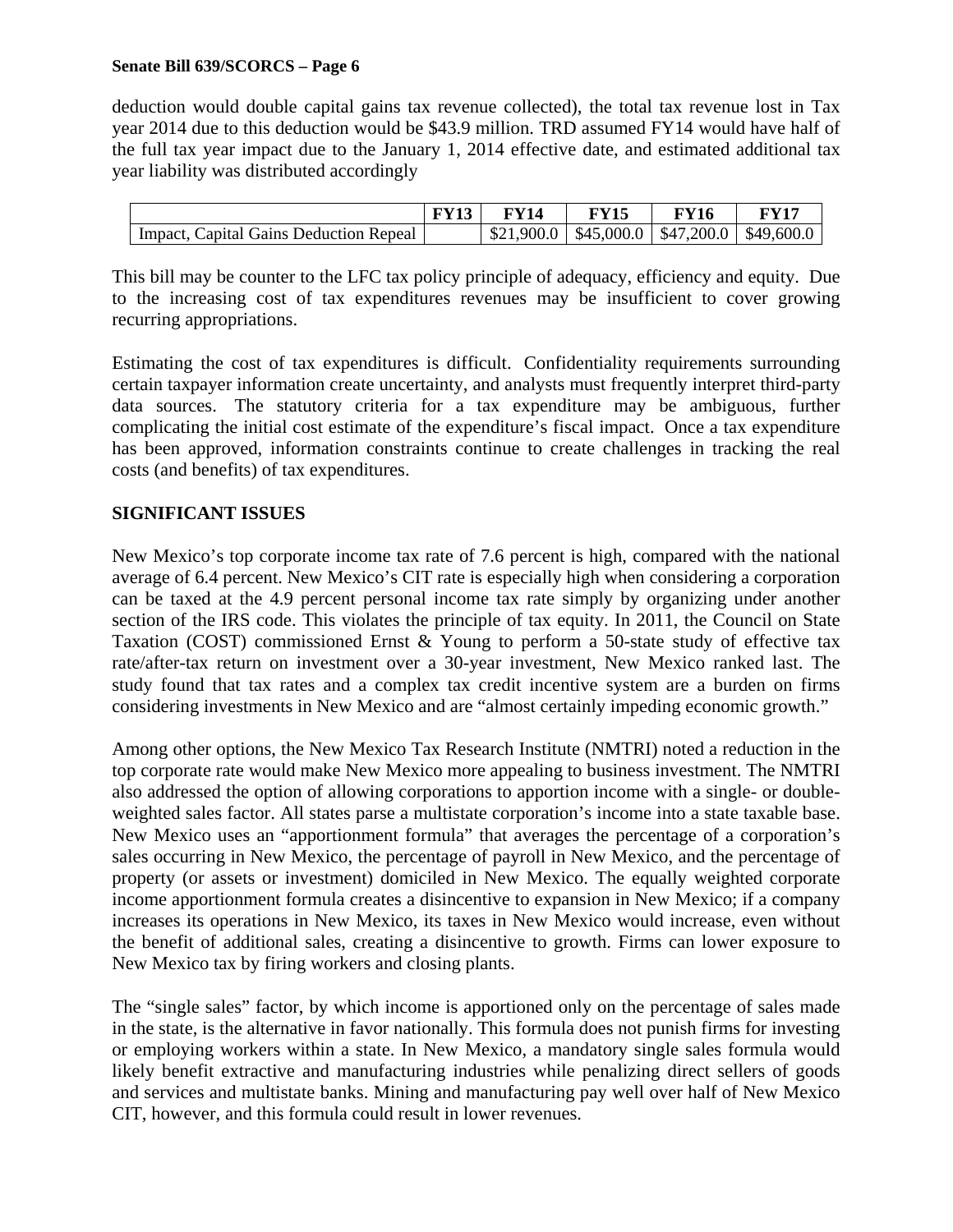deduction would double capital gains tax revenue collected), the total tax revenue lost in Tax year 2014 due to this deduction would be $43.9 million. TRD assumed FY14 would have half of the full tax year impact due to the January 1, 2014 effective date, and estimated additional tax year liability was distributed accordingly

| | FY13 | FY14 | FY15 | FY16 | FY17 |
|---|---|---|---|---|---|
| Impact, Capital Gains Deduction Repeal | | $21,900.0 | $45,000.0 | $47,200.0 | $49,600.0 |

This bill may be counter to the LFC tax policy principle of adequacy, efficiency and equity. Due to the increasing cost of tax expenditures revenues may be insufficient to cover growing recurring appropriations.

Estimating the cost of tax expenditures is difficult. Confidentiality requirements surrounding certain taxpayer information create uncertainty, and analysts must frequently interpret third-party data sources. The statutory criteria for a tax expenditure may be ambiguous, further complicating the initial cost estimate of the expenditure's fiscal impact. Once a tax expenditure has been approved, information constraints continue to create challenges in tracking the real costs (and benefits) of tax expenditures.

**SIGNIFICANT ISSUES**

New Mexico's top corporate income tax rate of 7.6 percent is high, compared with the national average of 6.4 percent. New Mexico's CIT rate is especially high when considering a corporation can be taxed at the 4.9 percent personal income tax rate simply by organizing under another section of the IRS code. This violates the principle of tax equity. In 2011, the Council on State Taxation (COST) commissioned Ernst & Young to perform a 50-state study of effective tax rate/after-tax return on investment over a 30-year investment, New Mexico ranked last. The study found that tax rates and a complex tax credit incentive system are a burden on firms considering investments in New Mexico and are "almost certainly impeding economic growth."

Among other options, the New Mexico Tax Research Institute (NMTRI) noted a reduction in the top corporate rate would make New Mexico more appealing to business investment. The NMTRI also addressed the option of allowing corporations to apportion income with a single- or double-weighted sales factor. All states parse a multistate corporation's income into a state taxable base. New Mexico uses an "apportionment formula" that averages the percentage of a corporation's sales occurring in New Mexico, the percentage of payroll in New Mexico, and the percentage of property (or assets or investment) domiciled in New Mexico. The equally weighted corporate income apportionment formula creates a disincentive to expansion in New Mexico; if a company increases its operations in New Mexico, its taxes in New Mexico would increase, even without the benefit of additional sales, creating a disincentive to growth. Firms can lower exposure to New Mexico tax by firing workers and closing plants.

The "single sales" factor, by which income is apportioned only on the percentage of sales made in the state, is the alternative in favor nationally. This formula does not punish firms for investing or employing workers within a state. In New Mexico, a mandatory single sales formula would likely benefit extractive and manufacturing industries while penalizing direct sellers of goods and services and multistate banks. Mining and manufacturing pay well over half of New Mexico CIT, however, and this formula could result in lower revenues.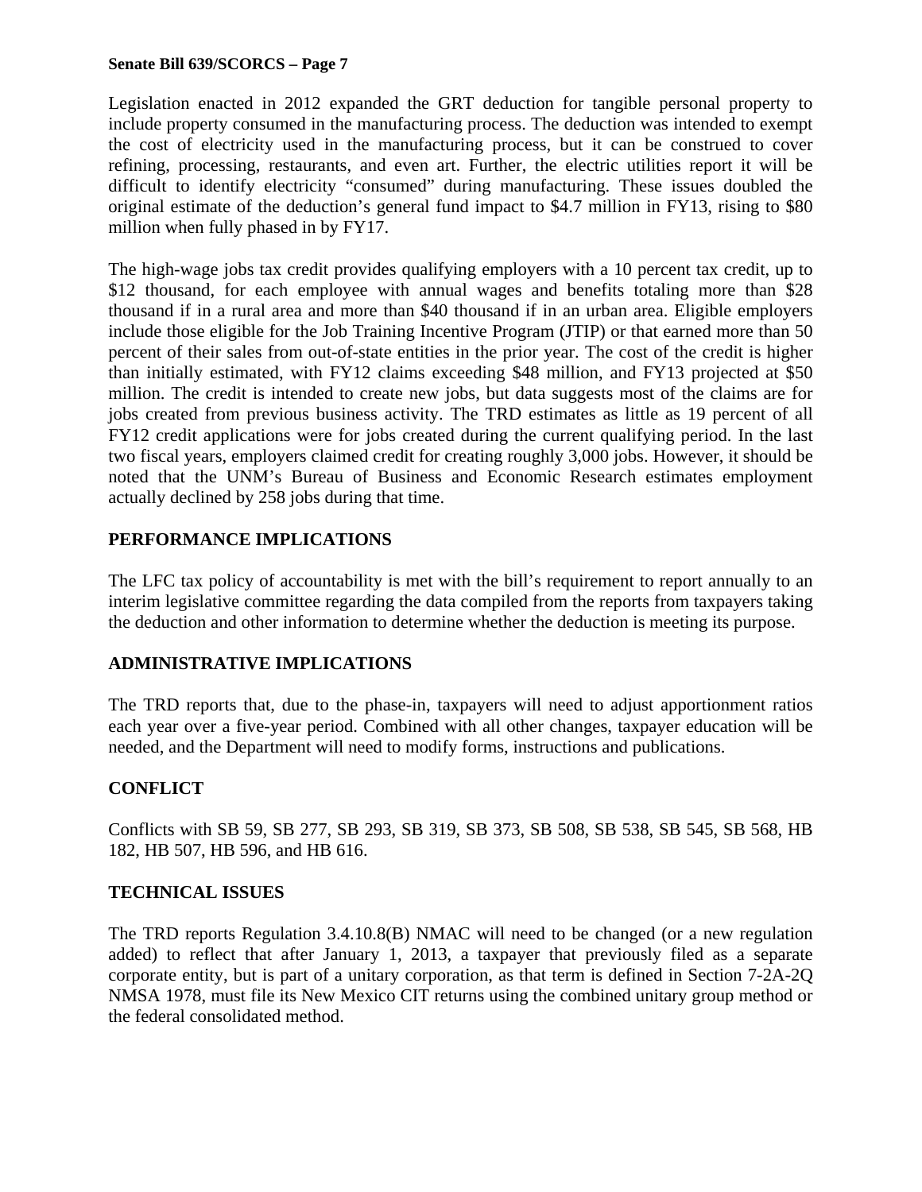Legislation enacted in 2012 expanded the GRT deduction for tangible personal property to include property consumed in the manufacturing process. The deduction was intended to exempt the cost of electricity used in the manufacturing process, but it can be construed to cover refining, processing, restaurants, and even art. Further, the electric utilities report it will be difficult to identify electricity "consumed" during manufacturing. These issues doubled the original estimate of the deduction's general fund impact to $4.7 million in FY13, rising to $80 million when fully phased in by FY17.

The high-wage jobs tax credit provides qualifying employers with a 10 percent tax credit, up to $12 thousand, for each employee with annual wages and benefits totaling more than $28 thousand if in a rural area and more than $40 thousand if in an urban area. Eligible employers include those eligible for the Job Training Incentive Program (JTIP) or that earned more than 50 percent of their sales from out-of-state entities in the prior year. The cost of the credit is higher than initially estimated, with FY12 claims exceeding $48 million, and FY13 projected at $50 million. The credit is intended to create new jobs, but data suggests most of the claims are for jobs created from previous business activity. The TRD estimates as little as 19 percent of all FY12 credit applications were for jobs created during the current qualifying period. In the last two fiscal years, employers claimed credit for creating roughly 3,000 jobs. However, it should be noted that the UNM's Bureau of Business and Economic Research estimates employment actually declined by 258 jobs during that time.

## PERFORMANCE IMPLICATIONS

The LFC tax policy of accountability is met with the bill's requirement to report annually to an interim legislative committee regarding the data compiled from the reports from taxpayers taking the deduction and other information to determine whether the deduction is meeting its purpose.

## ADMINISTRATIVE IMPLICATIONS

The TRD reports that, due to the phase-in, taxpayers will need to adjust apportionment ratios each year over a five-year period. Combined with all other changes, taxpayer education will be needed, and the Department will need to modify forms, instructions and publications.

## CONFLICT

Conflicts with SB 59, SB 277, SB 293, SB 319, SB 373, SB 508, SB 538, SB 545, SB 568, HB 182, HB 507, HB 596, and HB 616.

## TECHNICAL ISSUES

The TRD reports Regulation 3.4.10.8(B) NMAC will need to be changed (or a new regulation added) to reflect that after January 1, 2013, a taxpayer that previously filed as a separate corporate entity, but is part of a unitary corporation, as that term is defined in Section 7-2A-2Q NMSA 1978, must file its New Mexico CIT returns using the combined unitary group method or the federal consolidated method.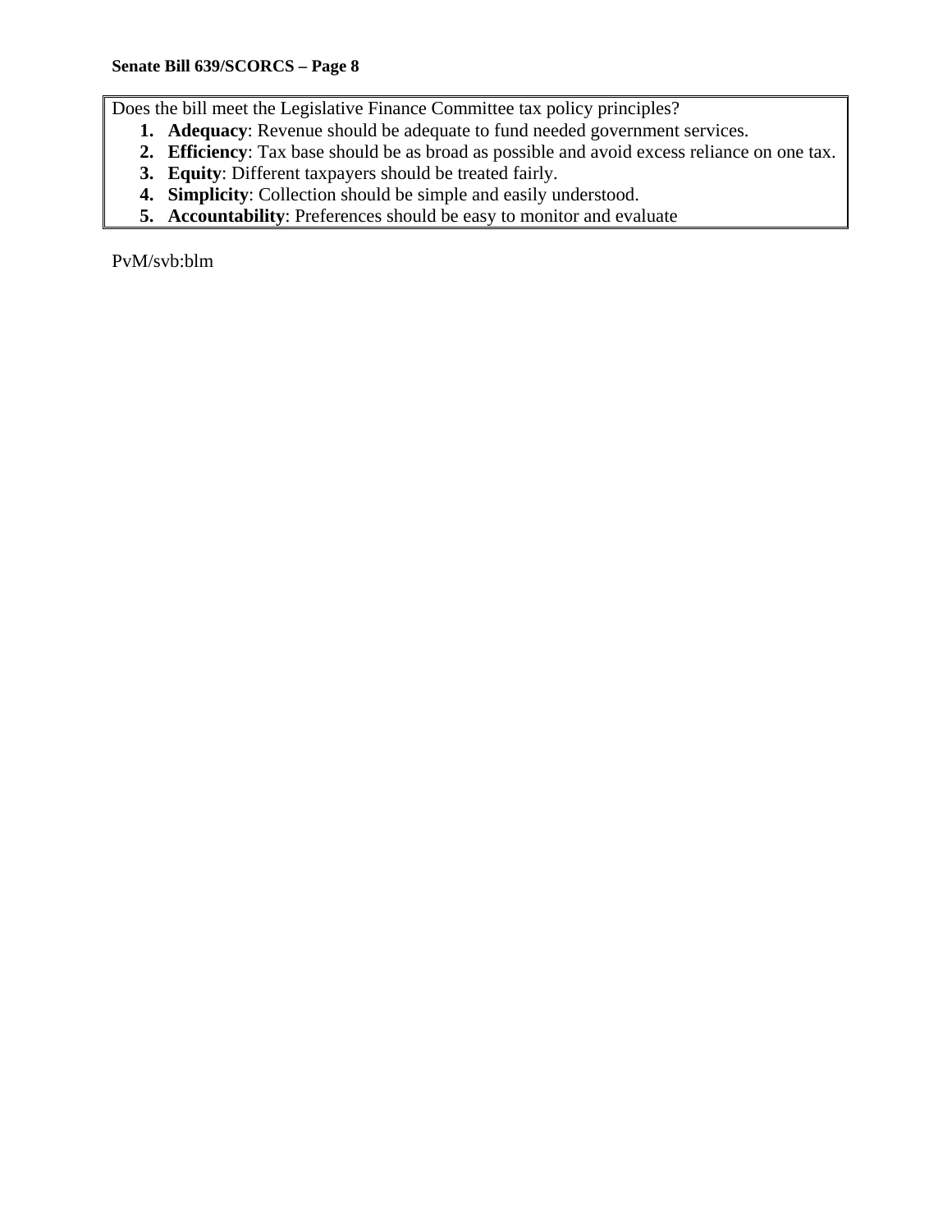Does the bill meet the Legislative Finance Committee tax policy principles?

1. **Adequacy**: Revenue should be adequate to fund needed government services.
2. **Efficiency**: Tax base should be as broad as possible and avoid excess reliance on one tax.
3. **Equity**: Different taxpayers should be treated fairly.
4. **Simplicity**: Collection should be simple and easily understood.
5. **Accountability**: Preferences should be easy to monitor and evaluate

PvM/svb:blm